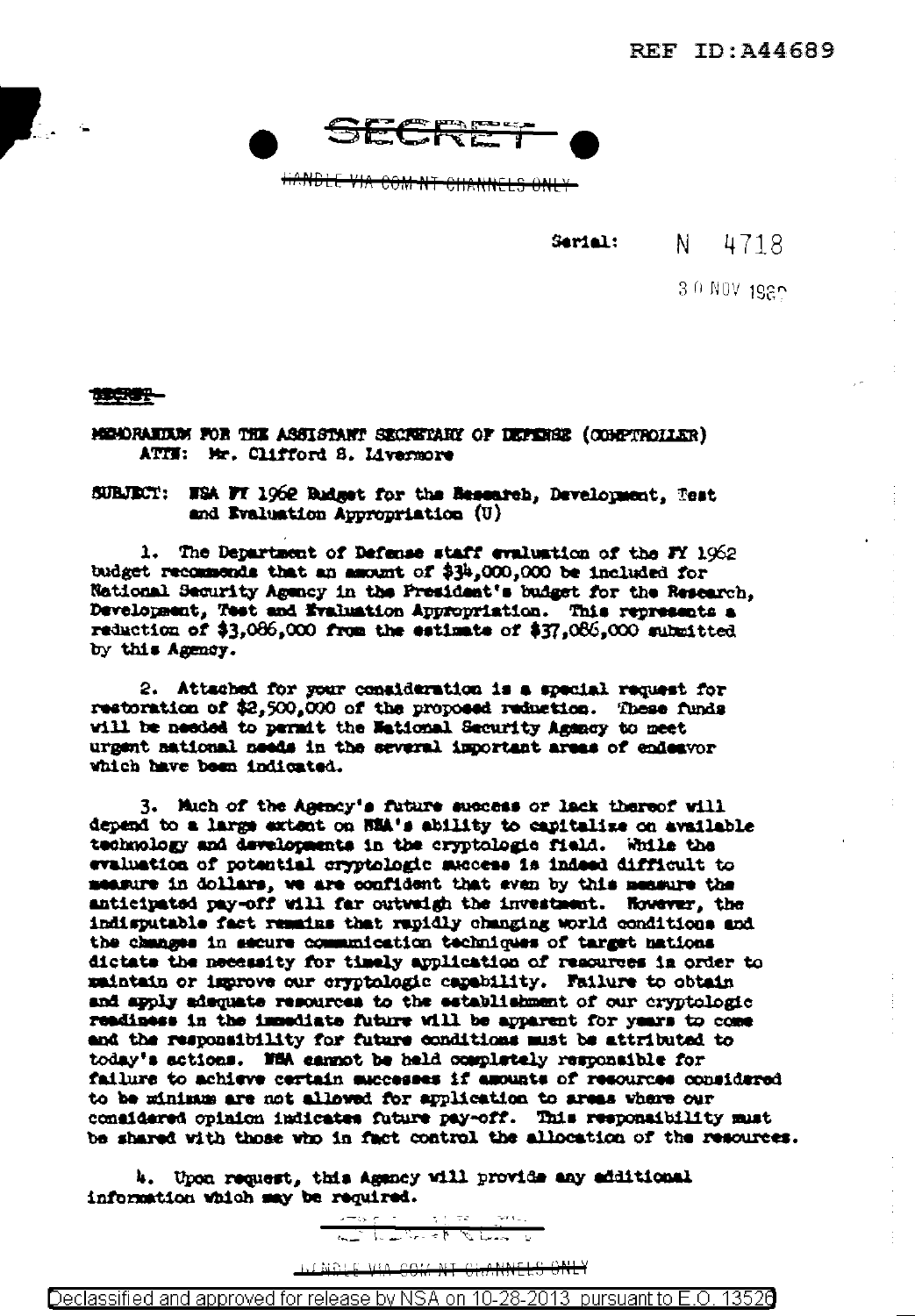REF ID:A44689

SECRET

HANDLE VIA COMINT CHANNELS ONLY

Serial: N 4718

30 NOV 1960

SECRET

MEMORANDUM FOR THE ASSISTANT SECRETARY OF DEFENSE (COMPTROLLER)
ATTN: Mr. Clifford S. Livermore

SUBJECT: NSA FY 1962 Budget for the Research, Development, Test and Evaluation Appropriation (U)

1. The Department of Defense staff evaluation of the FY 1962 budget recommends that an amount of $34,000,000 be included for National Security Agency in the President's budget for the Research, Development, Test and Evaluation Appropriation. This represents a reduction of $3,086,000 from the estimate of $37,086,000 submitted by this Agency.

2. Attached for your consideration is a special request for restoration of $2,500,000 of the proposed reduction. These funds will be needed to permit the National Security Agency to meet urgent national needs in the several important areas of endeavor which have been indicated.

3. Much of the Agency's future success or lack thereof will depend to a large extent on NSA's ability to capitalize on available technology and developments in the cryptologic field. While the evaluation of potential cryptologic success is indeed difficult to measure in dollars, we are confident that even by this measure the anticipated pay-off will far outweigh the investment. However, the indisputable fact remains that rapidly changing world conditions and the changes in secure communication techniques of target nations dictate the necessity for timely application of resources in order to maintain or improve our cryptologic capability. Failure to obtain and apply adequate resources to the establishment of our cryptologic readiness in the immediate future will be apparent for years to come and the responsibility for future conditions must be attributed to today's actions. NSA cannot be held completely responsible for failure to achieve certain successes if amounts of resources considered to be minimum are not allowed for application to areas where our considered opinion indicates future pay-off. This responsibility must be shared with those who in fact control the allocation of the resources.

4. Upon request, this Agency will provide any additional information which may be required.

HANDLE VIA COMINT CHANNELS ONLY

Declassified and approved for release by NSA on 10-28-2013 pursuant to E.O. 13526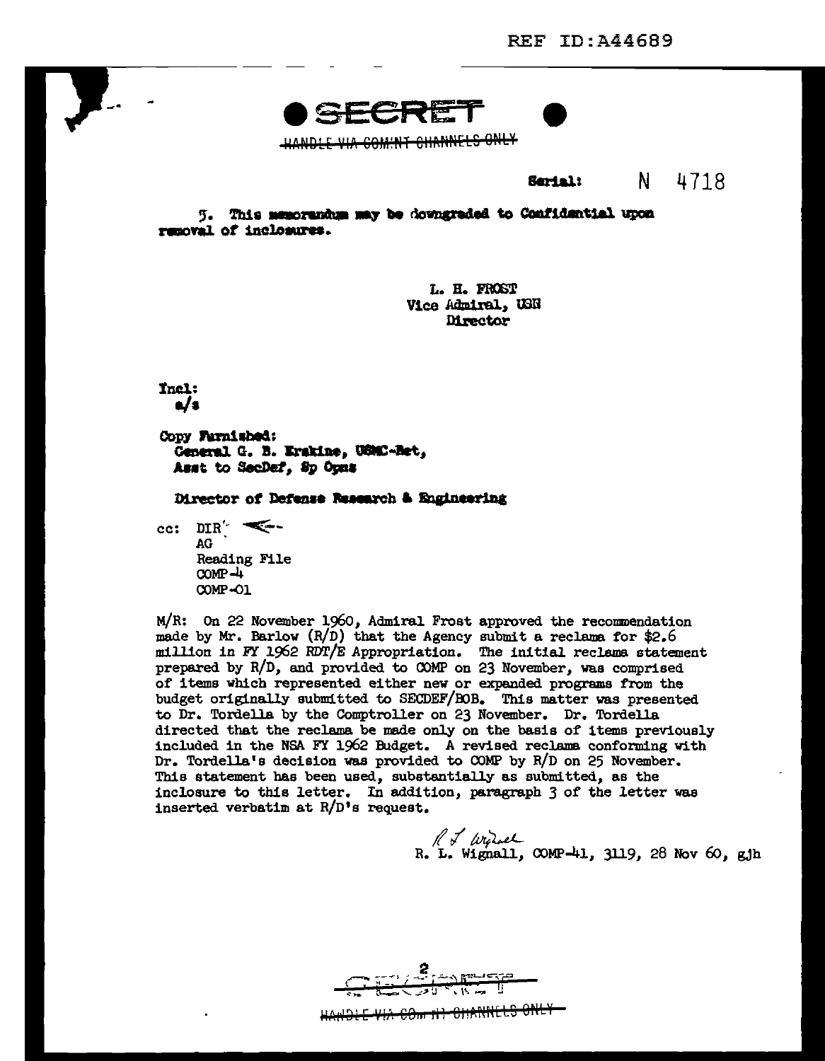SECRET

~~HANDLE VIA COMINT CHANNELS ONLY~~

Serial: N 4718

5. This memorandum may be downgraded to Confidential upon removal of inclosures.

L. H. FROST
Vice Admiral, USN
Director

Incl:
a/s

Copy Furnished:
General G. B. Erskine, USMC-Ret,
Asst to SecDef, Sp Opns

Director of Defense Research & Engineering

cc: DIR
AG
Reading File
COMP-4
COMP-01

M/R: On 22 November 1960, Admiral Frost approved the recommendation made by Mr. Barlow (R/D) that the Agency submit a reclama for $2.6 million in FY 1962 RDT/E Appropriation. The initial reclama statement prepared by R/D, and provided to COMP on 23 November, was comprised of items which represented either new or expanded programs from the budget originally submitted to SECDEF/BOB. This matter was presented to Dr. Tordella by the Comptroller on 23 November. Dr. Tordella directed that the reclama be made only on the basis of items previously included in the NSA FY 1962 Budget. A revised reclama conforming with Dr. Tordella's decision was provided to COMP by R/D on 25 November. This statement has been used, substantially as submitted, as the inclosure to this letter. In addition, paragraph 3 of the letter was inserted verbatim at R/D's request.

R. L. Wignall, COMP-41, 3119, 28 Nov 60, gjh

SECRET

~~HANDLE VIA COMINT CHANNELS ONLY~~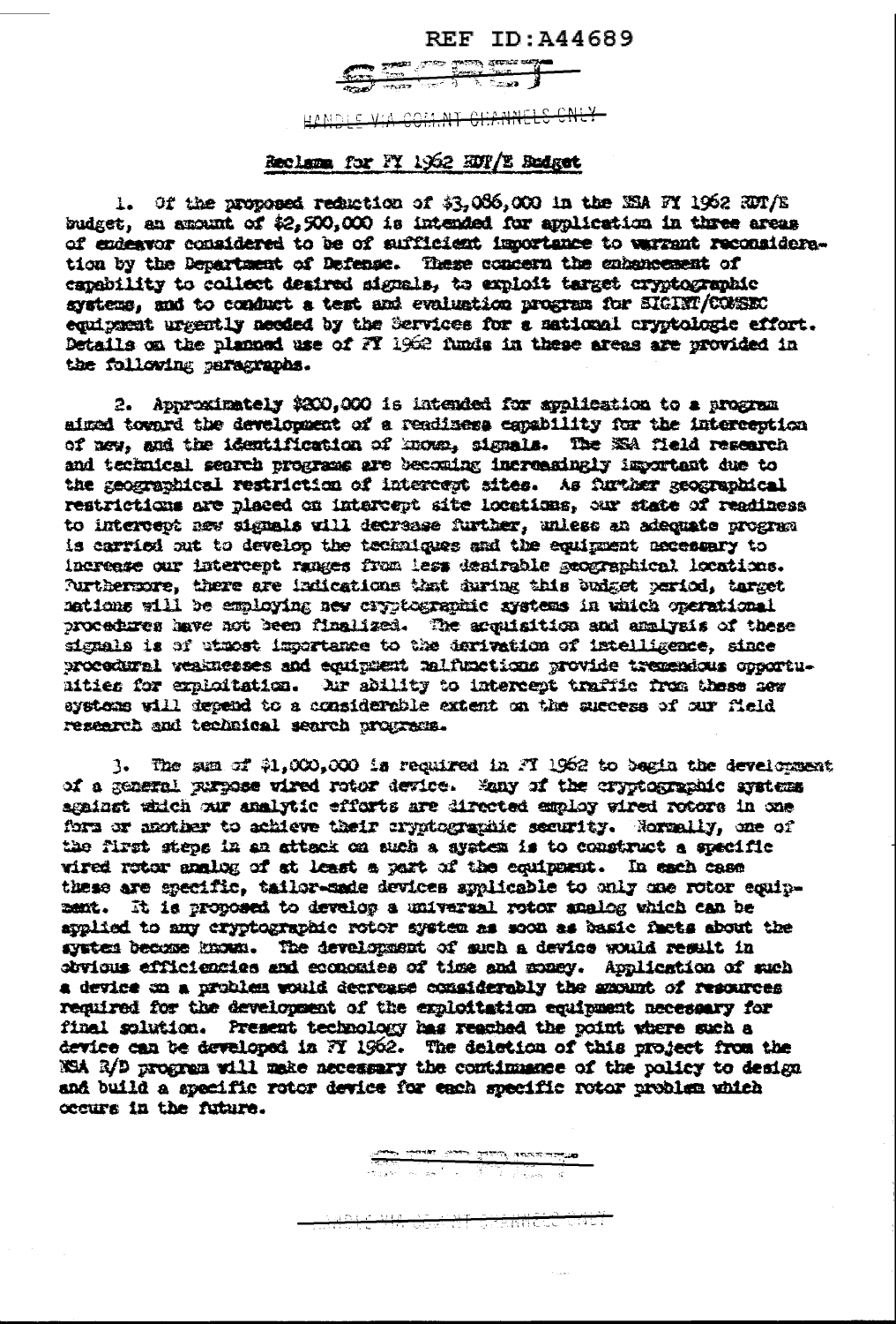REF ID:A44689

HANDLE VIA COMINT CHANNELS ONLY

## Reclama for FY 1962 RDT/E Budget

1. Of the proposed reduction of $3,086,000 in the NSA FY 1962 RDT/E budget, an amount of $2,500,000 is intended for application in three areas of endeavor considered to be of sufficient importance to warrant reconsideration by the Department of Defense. These concern the enhancement of capability to collect desired signals, to exploit target cryptographic systems, and to conduct a test and evaluation program for SIGINT/COMSEC equipment urgently needed by the Services for a national cryptologic effort. Details on the planned use of FY 1962 funds in these areas are provided in the following paragraphs.

2. Approximately $200,000 is intended for application to a program aimed toward the development of a readiness capability for the interception of new, and the identification of known, signals. The NSA field research and technical search programs are becoming increasingly important due to the geographical restriction of intercept sites. As further geographical restrictions are placed on intercept site locations, our state of readiness to intercept new signals will decrease further, unless an adequate program is carried out to develop the techniques and the equipment necessary to increase our intercept ranges from less desirable geographical locations. Furthermore, there are indications that during this budget period, target nations will be employing new cryptographic systems in which operational procedures have not been finalized. The acquisition and analysis of these signals is of utmost importance to the derivation of intelligence, since procedural weaknesses and equipment malfunctions provide tremendous opportunities for exploitation. Our ability to intercept traffic from these new systems will depend to a considerable extent on the success of our field research and technical search programs.

3. The sum of $1,000,000 is required in FY 1962 to begin the development of a general purpose wired rotor device. Many of the cryptographic systems against which our analytic efforts are directed employ wired rotors in one form or another to achieve their cryptographic security. Normally, one of the first steps in an attack on such a system is to construct a specific wired rotor analog of at least a part of the equipment. In each case these are specific, tailor-made devices applicable to only one rotor equipment. It is proposed to develop a universal rotor analog which can be applied to any cryptographic rotor system as soon as basic facts about the system become known. The development of such a device would result in obvious efficiencies and economies of time and money. Application of such a device on a problem would decrease considerably the amount of resources required for the development of the exploitation equipment necessary for final solution. Present technology has reached the point where such a device can be developed in FY 1962. The deletion of this project from the NSA R/D program will make necessary the continuance of the policy to design and build a specific rotor device for each specific rotor problem which occurs in the future.

HANDLE VIA COMINT CHANNELS ONLY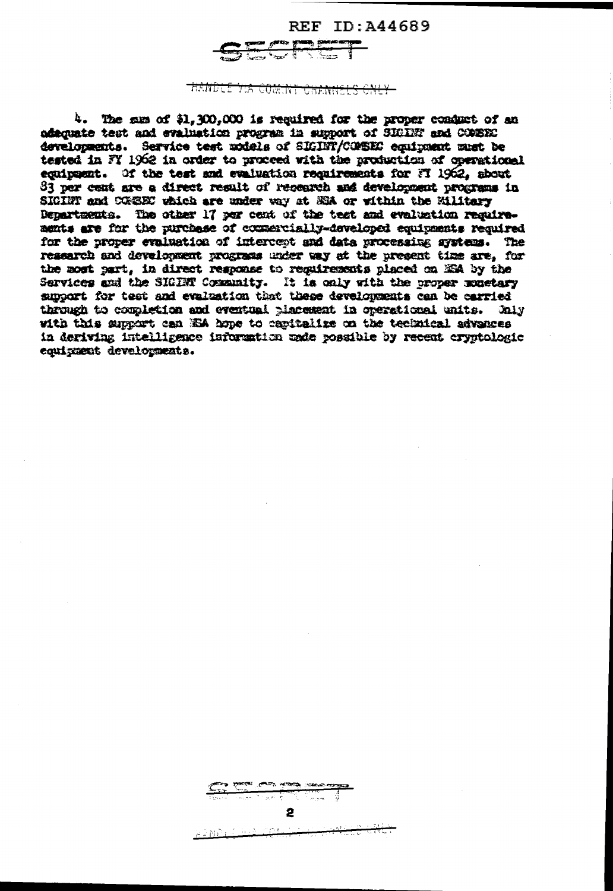REF ID:A44689

SECRET

HANDLE VIA COMINT CHANNELS ONLY

4. The sum of $1,300,000 is required for the proper conduct of an adequate test and evaluation program in support of SIGINT and COMSEC developments. Service test models of SIGINT/COMSEC equipment must be tested in FY 1962 in order to proceed with the production of operational equipment. Of the test and evaluation requirements for FY 1962, about 83 per cent are a direct result of research and development programs in SIGINT and COMSEC which are under way at NSA or within the Military Departments. The other 17 per cent of the test and evaluation requirements are for the purchase of commercially-developed equipments required for the proper evaluation of intercept and data processing systems. The research and development programs under way at the present time are, for the most part, in direct response to requirements placed on NSA by the Services and the SIGINT Community. It is only with the proper monetary support for test and evaluation that these developments can be carried through to completion and eventual placement in operational units. Only with this support can NSA hope to capitalize on the technical advances in deriving intelligence information made possible by recent cryptologic equipment developments.

SECRET

HANDLE VIA COMINT CHANNELS ONLY